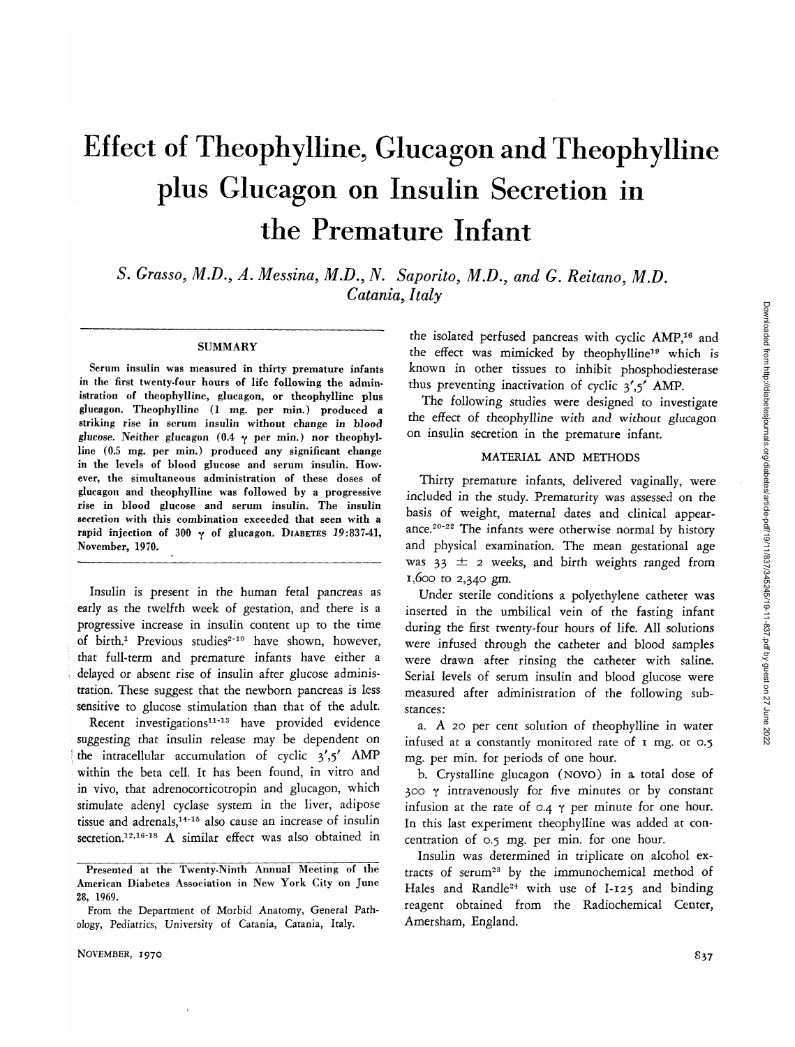# Effect of Theophylline, Glucagon and Theophylline plus Glucagon on Insulin Secretion in the Premature Infant

*S. Grasso, M.D., A. Messina, M.D., N. Saporito, M.D., and G. Reitano, M.D.*
*Catania, Italy*

## SUMMARY

**Serum insulin was measured in thirty premature infants in the first twenty-four hours of life following the administration of theophylline, glucagon, or theophylline plus glucagon. Theophylline (1 mg. per min.) produced a striking rise in serum insulin without change in blood glucose. Neither glucagon (0.4 γ per min.) nor theophylline (0.5 mg. per min.) produced any significant change in the levels of blood glucose and serum insulin. However, the simultaneous administration of these doses of glucagon and theophylline was followed by a progressive rise in blood glucose and serum insulin. The insulin secretion with this combination exceeded that seen with a rapid injection of 300 γ of glucagon.** DIABETES 19:837-41, November, 1970.

Insulin is present in the human fetal pancreas as early as the twelfth week of gestation, and there is a progressive increase in insulin content up to the time of birth.[1] Previous studies[2-10] have shown, however, that full-term and premature infants have either a delayed or absent rise of insulin after glucose administration. These suggest that the newborn pancreas is less sensitive to glucose stimulation than that of the adult.

Recent investigations[11-13] have provided evidence suggesting that insulin release may be dependent on the intracellular accumulation of cyclic 3',5' AMP within the beta cell. It has been found, in vitro and in vivo, that adrenocorticotropin and glucagon, which stimulate adenyl cyclase system in the liver, adipose tissue and adrenals,[14-15] also cause an increase of insulin secretion.[12,16-18] A similar effect was also obtained in the isolated perfused pancreas with cyclic AMP,[16] and the effect was mimicked by theophylline[19] which is known in other tissues to inhibit phosphodiesterase thus preventing inactivation of cyclic 3',5' AMP.

The following studies were designed to investigate the effect of theophylline with and without glucagon on insulin secretion in the premature infant.

## MATERIAL AND METHODS

Thirty premature infants, delivered vaginally, were included in the study. Prematurity was assessed on the basis of weight, maternal dates and clinical appearance.[20-22] The infants were otherwise normal by history and physical examination. The mean gestational age was 33 ± 2 weeks, and birth weights ranged from 1,600 to 2,340 gm.

Under sterile conditions a polyethylene catheter was inserted in the umbilical vein of the fasting infant during the first twenty-four hours of life. All solutions were infused through the catheter and blood samples were drawn after rinsing the catheter with saline. Serial levels of serum insulin and blood glucose were measured after administration of the following substances:

a. A 20 per cent solution of theophylline in water infused at a constantly monitored rate of 1 mg. or 0.5 mg. per min. for periods of one hour.

b. Crystalline glucagon (NOVO) in a total dose of 300 γ intravenously for five minutes or by constant infusion at the rate of 0.4 γ per minute for one hour. In this last experiment theophylline was added at concentration of 0.5 mg. per min. for one hour.

Insulin was determined in triplicate on alcohol extracts of serum[23] by the immunochemical method of Hales and Randle[24] with use of I-125 and binding reagent obtained from the Radiochemical Center, Amersham, England.

---

Presented at the Twenty-Ninth Annual Meeting of the American Diabetes Association in New York City on June 28, 1969.

From the Department of Morbid Anatomy, General Pathology, Pediatrics, University of Catania, Catania, Italy.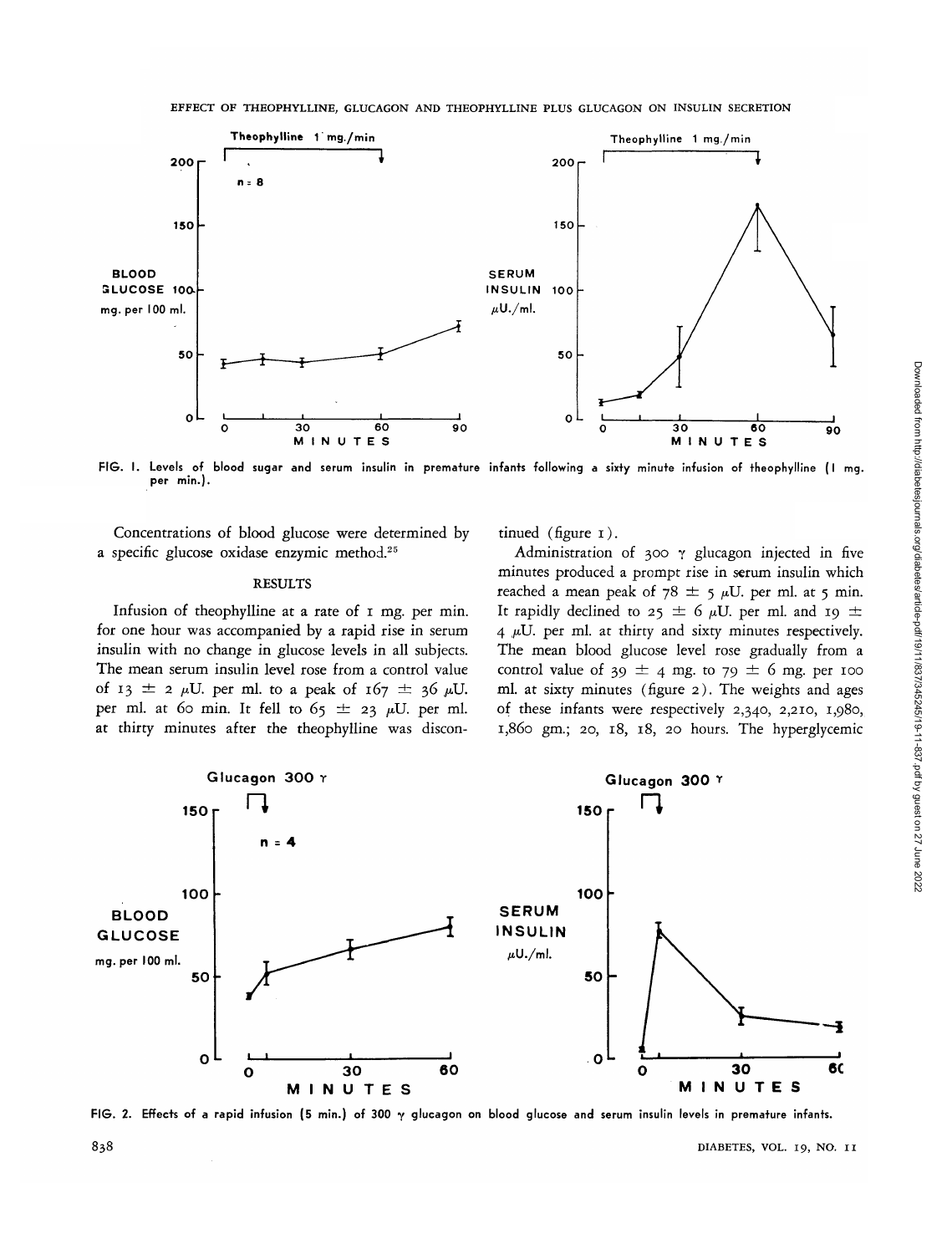FIG. 1. Levels of blood sugar and serum insulin in premature infants following a sixty minute infusion of theophylline (1 mg. per min.).

Concentrations of blood glucose were determined by a specific glucose oxidase enzymic method.[25]

## RESULTS

Infusion of theophylline at a rate of 1 mg. per min. for one hour was accompanied by a rapid rise in serum insulin with no change in glucose levels in all subjects. The mean serum insulin level rose from a control value of 13 ± 2 $\mu$U. per ml. to a peak of 167 ± 36 $\mu$U. per ml. at 60 min. It fell to 65 ± 23 $\mu$U. per ml. at thirty minutes after the theophylline was discontinued (figure 1).

Administration of 300 $\gamma$ glucagon injected in five minutes produced a prompt rise in serum insulin which reached a mean peak of 78 ± 5 $\mu$U. per ml. at 5 min. It rapidly declined to 25 ± 6 $\mu$U. per ml. and 19 ± 4 $\mu$U. per ml. at thirty and sixty minutes respectively. The mean blood glucose level rose gradually from a control value of 39 ± 4 mg. to 79 ± 6 mg. per 100 ml. at sixty minutes (figure 2). The weights and ages of these infants were respectively 2,340, 2,210, 1,980, 1,860 gm.; 20, 18, 18, 20 hours. The hyperglycemic

FIG. 2. Effects of a rapid infusion (5 min.) of 300 $\gamma$ glucagon on blood glucose and serum insulin levels in premature infants.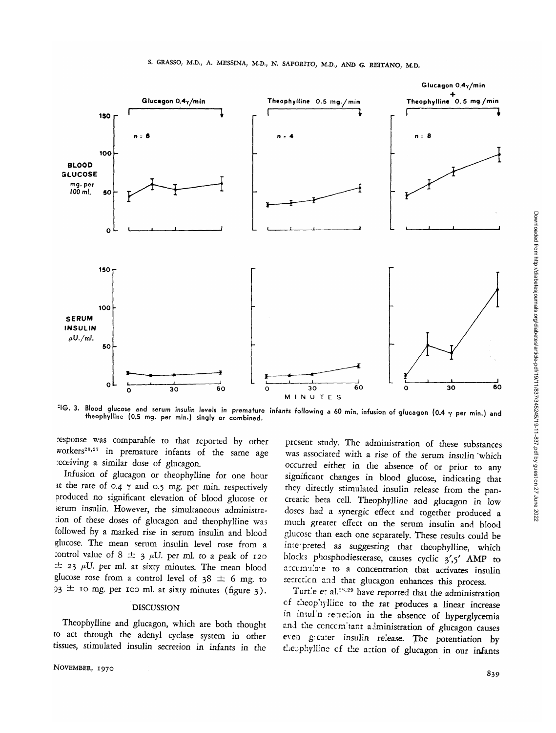FIG. 3. Blood glucose and serum insulin levels in premature infants following a 60 min. infusion of glucagon (0.4 γ per min.) and theophylline (0.5 mg. per min.) singly or combined.

response was comparable to that reported by other workers[26,27] in premature infants of the same age receiving a similar dose of glucagon.

Infusion of glucagon or theophylline for one hour at the rate of 0.4 γ and 0.5 mg. per min. respectively produced no significant elevation of blood glucose or serum insulin. However, the simultaneous administration of these doses of glucagon and theophylline was followed by a marked rise in serum insulin and blood glucose. The mean serum insulin level rose from a control value of 8 ± 3 μU. per ml. to a peak of 120 ± 23 μU. per ml. at sixty minutes. The mean blood glucose rose from a control level of 38 ± 6 mg. to 93 ± 10 mg. per 100 ml. at sixty minutes (figure 3).

## DISCUSSION

Theophylline and glucagon, which are both thought to act through the adenyl cyclase system in other tissues, stimulated insulin secretion in infants in the present study. The administration of these substances was associated with a rise of the serum insulin which occurred either in the absence of or prior to any significant changes in blood glucose, indicating that they directly stimulated insulin release from the pancreatic beta cell. Theophylline and glucagon in low doses had a synergic effect and together produced a much greater effect on the serum insulin and blood glucose than each one separately. These results could be interpreted as suggesting that theophylline, which blocks phosphodiesterase, causes cyclic 3′,5′ AMP to accumulate to a concentration that activates insulin secretion and that glucagon enhances this process.

Turtle et al.[28,29] have reported that the administration of theophylline to the rat produces a linear increase in insulin secretion in the absence of hyperglycemia and the concomitant administration of glucagon causes even greater insulin release. The potentiation by theophylline of the action of glucagon in our infants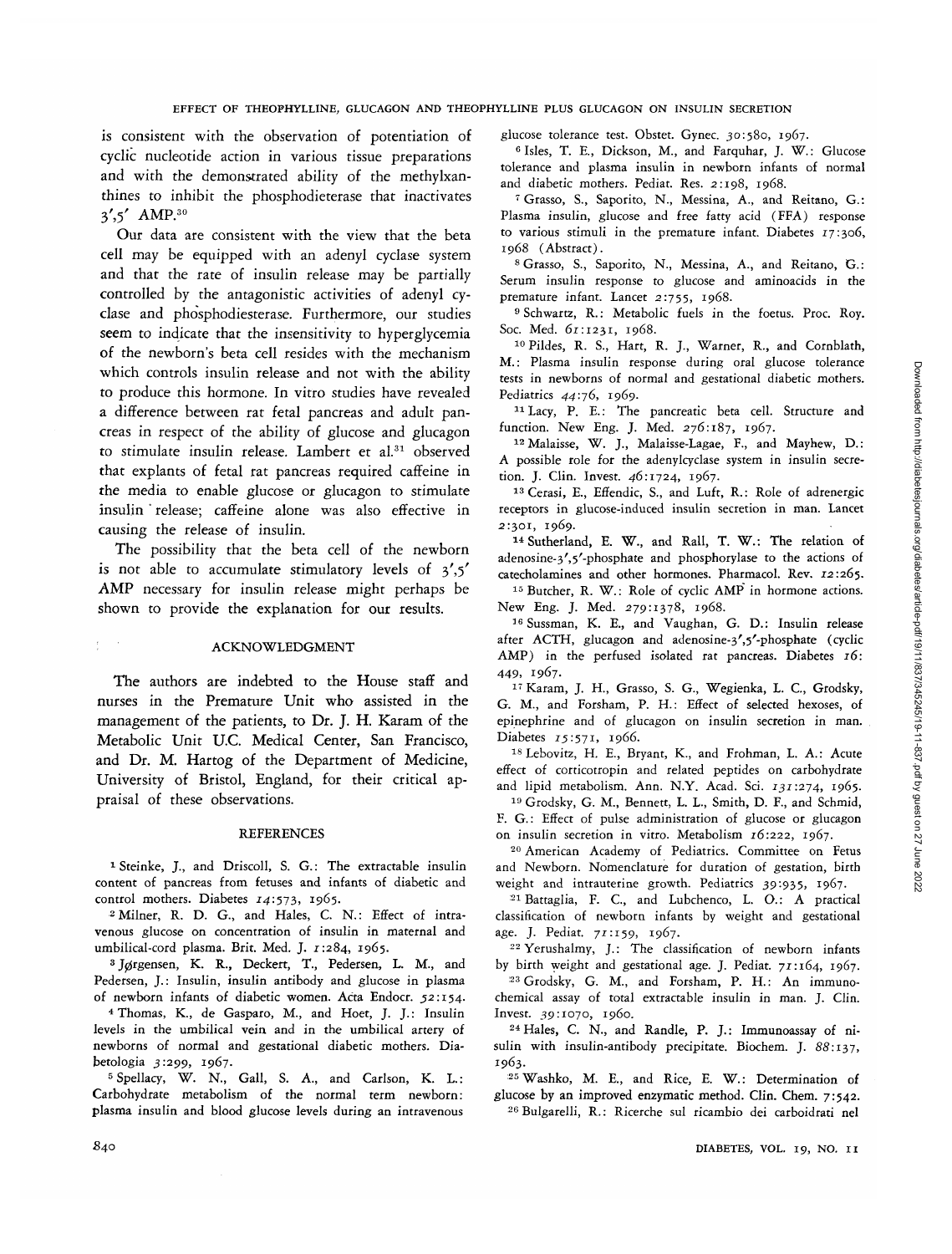is consistent with the observation of potentiation of cyclic nucleotide action in various tissue preparations and with the demonstrated ability of the methylxanthines to inhibit the phosphodiesterase that inactivates 3′,5′ AMP.[30]

Our data are consistent with the view that the beta cell may be equipped with an adenyl cyclase system and that the rate of insulin release may be partially controlled by the antagonistic activities of adenyl cyclase and phosphodiesterase. Furthermore, our studies seem to indicate that the insensitivity to hyperglycemia of the newborn's beta cell resides with the mechanism which controls insulin release and not with the ability to produce this hormone. In vitro studies have revealed a difference between rat fetal pancreas and adult pancreas in respect of the ability of glucose and glucagon to stimulate insulin release. Lambert et al.[31] observed that explants of fetal rat pancreas required caffeine in the media to enable glucose or glucagon to stimulate insulin release; caffeine alone was also effective in causing the release of insulin.

The possibility that the beta cell of the newborn is not able to accumulate stimulatory levels of 3′,5′ AMP necessary for insulin release might perhaps be shown to provide the explanation for our results.

## ACKNOWLEDGMENT

The authors are indebted to the House staff and nurses in the Premature Unit who assisted in the management of the patients, to Dr. J. H. Karam of the Metabolic Unit U.C. Medical Center, San Francisco, and Dr. M. Hartog of the Department of Medicine, University of Bristol, England, for their critical appraisal of these observations.

## REFERENCES

1 Steinke, J., and Driscoll, S. G.: The extractable insulin content of pancreas from fetuses and infants of diabetic and control mothers. Diabetes *14*:573, 1965.

2 Milner, R. D. G., and Hales, C. N.: Effect of intravenous glucose on concentration of insulin in maternal and umbilical-cord plasma. Brit. Med. J. *1*:284, 1965.

3 Jørgensen, K. R., Deckert, T., Pedersen, L. M., and Pedersen, J.: Insulin, insulin antibody and glucose in plasma of newborn infants of diabetic women. Acta Endocr. *52*:154.

4 Thomas, K., de Gasparo, M., and Hoet, J. J.: Insulin levels in the umbilical vein and in the umbilical artery of newborns of normal and gestational diabetic mothers. Diabetologia *3*:299, 1967.

5 Spellacy, W. N., Gall, S. A., and Carlson, K. L.: Carbohydrate metabolism of the normal term newborn: plasma insulin and blood glucose levels during an intravenous glucose tolerance test. Obstet. Gynec. *30*:580, 1967.

6 Isles, T. E., Dickson, M., and Farquhar, J. W.: Glucose tolerance and plasma insulin in newborn infants of normal and diabetic mothers. Pediat. Res. *2*:198, 1968.

7 Grasso, S., Saporito, N., Messina, A., and Reitano, G.: Plasma insulin, glucose and free fatty acid (FFA) response to various stimuli in the premature infant. Diabetes *17*:306, 1968 (Abstract).

8 Grasso, S., Saporito, N., Messina, A., and Reitano, G.: Serum insulin response to glucose and aminoacids in the premature infant. Lancet *2*:755, 1968.

9 Schwartz, R.: Metabolic fuels in the foetus. Proc. Roy. Soc. Med. *61*:1231, 1968.

10 Pildes, R. S., Hart, R. J., Warner, R., and Cornblath, M.: Plasma insulin response during oral glucose tolerance tests in newborns of normal and gestational diabetic mothers. Pediatrics *44*:76, 1969.

11 Lacy, P. E.: The pancreatic beta cell. Structure and function. New Eng. J. Med. *276*:187, 1967.

12 Malaisse, W. J., Malaisse-Lagae, F., and Mayhew, D.: A possible role for the adenylcyclase system in insulin secretion. J. Clin. Invest. *46*:1724, 1967.

13 Cerasi, E., Effendic, S., and Luft, R.: Role of adrenergic receptors in glucose-induced insulin secretion in man. Lancet *2*:301, 1969.

14 Sutherland, E. W., and Rall, T. W.: The relation of adenosine-3′,5′-phosphate and phosphorylase to the actions of catecholamines and other hormones. Pharmacol. Rev. *12*:265.

15 Butcher, R. W.: Role of cyclic AMP in hormone actions. New Eng. J. Med. *279*:1378, 1968.

16 Sussman, K. E., and Vaughan, G. D.: Insulin release after ACTH, glucagon and adenosine-3′,5′-phosphate (cyclic AMP) in the perfused isolated rat pancreas. Diabetes *16*:449, 1967.

17 Karam, J. H., Grasso, S. G., Wegienka, L. C., Grodsky, G. M., and Forsham, P. H.: Effect of selected hexoses, of epinephrine and of glucagon on insulin secretion in man. Diabetes *15*:571, 1966.

18 Lebovitz, H. E., Bryant, K., and Frohman, L. A.: Acute effect of corticotropin and related peptides on carbohydrate and lipid metabolism. Ann. N.Y. Acad. Sci. *131*:274, 1965.

19 Grodsky, G. M., Bennett, L. L., Smith, D. F., and Schmid, F. G.: Effect of pulse administration of glucose or glucagon on insulin secretion in vitro. Metabolism *16*:222, 1967.

20 American Academy of Pediatrics. Committee on Fetus and Newborn. Nomenclature for duration of gestation, birth weight and intrauterine growth. Pediatrics *39*:935, 1967.

21 Battaglia, F. C., and Lubchenco, L. O.: A practical classification of newborn infants by weight and gestational age. J. Pediat. *71*:159, 1967.

22 Yerushalmy, J.: The classification of newborn infants by birth weight and gestational age. J. Pediat. *71*:164, 1967.

23 Grodsky, G. M., and Forsham, P. H.: An immunochemical assay of total extractable insulin in man. J. Clin. Invest. *39*:1070, 1960.

24 Hales, C. N., and Randle, P. J.: Immunoassay of insulin with insulin-antibody precipitate. Biochem. J. *88*:137, 1963.

25 Washko, M. E., and Rice, E. W.: Determination of glucose by an improved enzymatic method. Clin. Chem. *7*:542.

26 Bulgarelli, R.: Ricerche sul ricambio dei carboidrati nel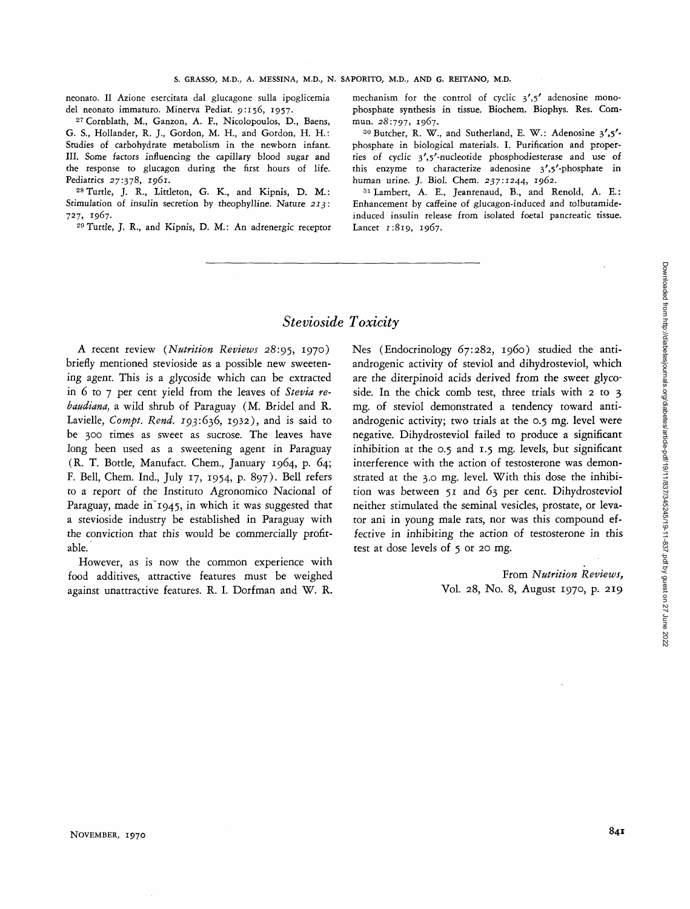neonato. II Azione esercitata dal glucagone sulla ipoglicemia del neonato immaturo. Minerva Pediat. *9*:156, 1957.

[27] Cornblath, M., Ganzon, A. F., Nicolopoulos, D., Baens, G. S., Hollander, R. J., Gordon, M. H., and Gordon, H. H.: Studies of carbohydrate metabolism in the newborn infant. III. Some factors influencing the capillary blood sugar and the response to glucagon during the first hours of life. Pediatrics *27*:378, 1961.

[28] Turtle, J. R., Littleton, G. K., and Kipnis, D. M.: Stimulation of insulin secretion by theophylline. Nature *213*: 727, 1967.

[29] Turtle, J. R., and Kipnis, D. M.: An adrenergic receptor mechanism for the control of cyclic 3′,5′ adenosine monophosphate synthesis in tissue. Biochem. Biophys. Res. Commun. *28*:797, 1967.

[30] Butcher, R. W., and Sutherland, E. W.: Adenosine 3′,5′-phosphate in biological materials. I. Purification and properties of cyclic 3′,5′-nucleotide phosphodiesterase and use of this enzyme to characterize adenosine 3′,5′-phosphate in human urine. J. Biol. Chem. *237*:1244, 1962.

[31] Lambert, A. E., Jeanrenaud, B., and Renold, A. E.: Enhancement by caffeine of glucagon-induced and tolbutamide-induced insulin release from isolated foetal pancreatic tissue. Lancet *1*:819, 1967.

---

## *Stevioside Toxicity*

A recent review (*Nutrition Reviews 28*:95, 1970) briefly mentioned stevioside as a possible new sweetening agent. This is a glycoside which can be extracted in 6 to 7 per cent yield from the leaves of *Stevia rebaudiana,* a wild shrub of Paraguay (M. Bridel and R. Lavielle, *Compt. Rend. 193*:636, 1932), and is said to be 300 times as sweet as sucrose. The leaves have long been used as a sweetening agent in Paraguay (R. T. Bottle, Manufact. Chem., January 1964, p. 64; F. Bell, Chem. Ind., July 17, 1954, p. 897). Bell refers to a report of the Instituto Agronomico Nacional of Paraguay, made in 1945, in which it was suggested that a stevioside industry be established in Paraguay with the conviction that this would be commercially profitable.

However, as is now the common experience with food additives, attractive features must be weighed against unattractive features. R. I. Dorfman and W. R. Nes (Endocrinology 67:282, 1960) studied the anti-androgenic activity of steviol and dihydrosteviol, which are the diterpinoid acids derived from the sweet glycoside. In the chick comb test, three trials with 2 to 3 mg. of steviol demonstrated a tendency toward anti-androgenic activity; two trials at the 0.5 mg. level were negative. Dihydrosteviol failed to produce a significant inhibition at the 0.5 and 1.5 mg. levels, but significant interference with the action of testosterone was demonstrated at the 3.0 mg. level. With this dose the inhibition was between 51 and 63 per cent. Dihydrosteviol neither stimulated the seminal vesicles, prostate, or levator ani in young male rats, nor was this compound effective in inhibiting the action of testosterone in this test at dose levels of 5 or 20 mg.

From *Nutrition Reviews,*
Vol. 28, No. 8, August 1970, p. 219